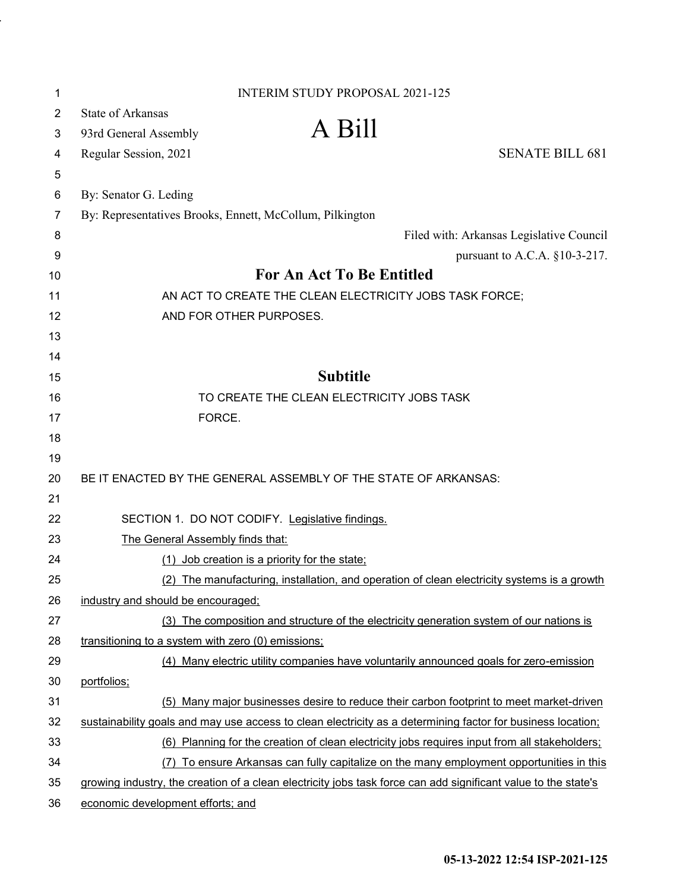INTERIM STUDY PROPOSAL 2021-125

State of Arkansas
93rd General Assembly
Regular Session, 2021

# A Bill

SENATE BILL 681

By: Senator G. Leding
By: Representatives Brooks, Ennett, McCollum, Pilkington

Filed with: Arkansas Legislative Council
pursuant to A.C.A. §10-3-217.

## For An Act To Be Entitled

AN ACT TO CREATE THE CLEAN ELECTRICITY JOBS TASK FORCE; AND FOR OTHER PURPOSES.

## Subtitle

TO CREATE THE CLEAN ELECTRICITY JOBS TASK FORCE.

BE IT ENACTED BY THE GENERAL ASSEMBLY OF THE STATE OF ARKANSAS:

SECTION 1. DO NOT CODIFY. Legislative findings.

The General Assembly finds that:

(1) Job creation is a priority for the state;

(2) The manufacturing, installation, and operation of clean electricity systems is a growth industry and should be encouraged;

(3) The composition and structure of the electricity generation system of our nations is transitioning to a system with zero (0) emissions;

(4) Many electric utility companies have voluntarily announced goals for zero-emission portfolios;

(5) Many major businesses desire to reduce their carbon footprint to meet market-driven sustainability goals and may use access to clean electricity as a determining factor for business location;

(6) Planning for the creation of clean electricity jobs requires input from all stakeholders;

(7) To ensure Arkansas can fully capitalize on the many employment opportunities in this growing industry, the creation of a clean electricity jobs task force can add significant value to the state's economic development efforts; and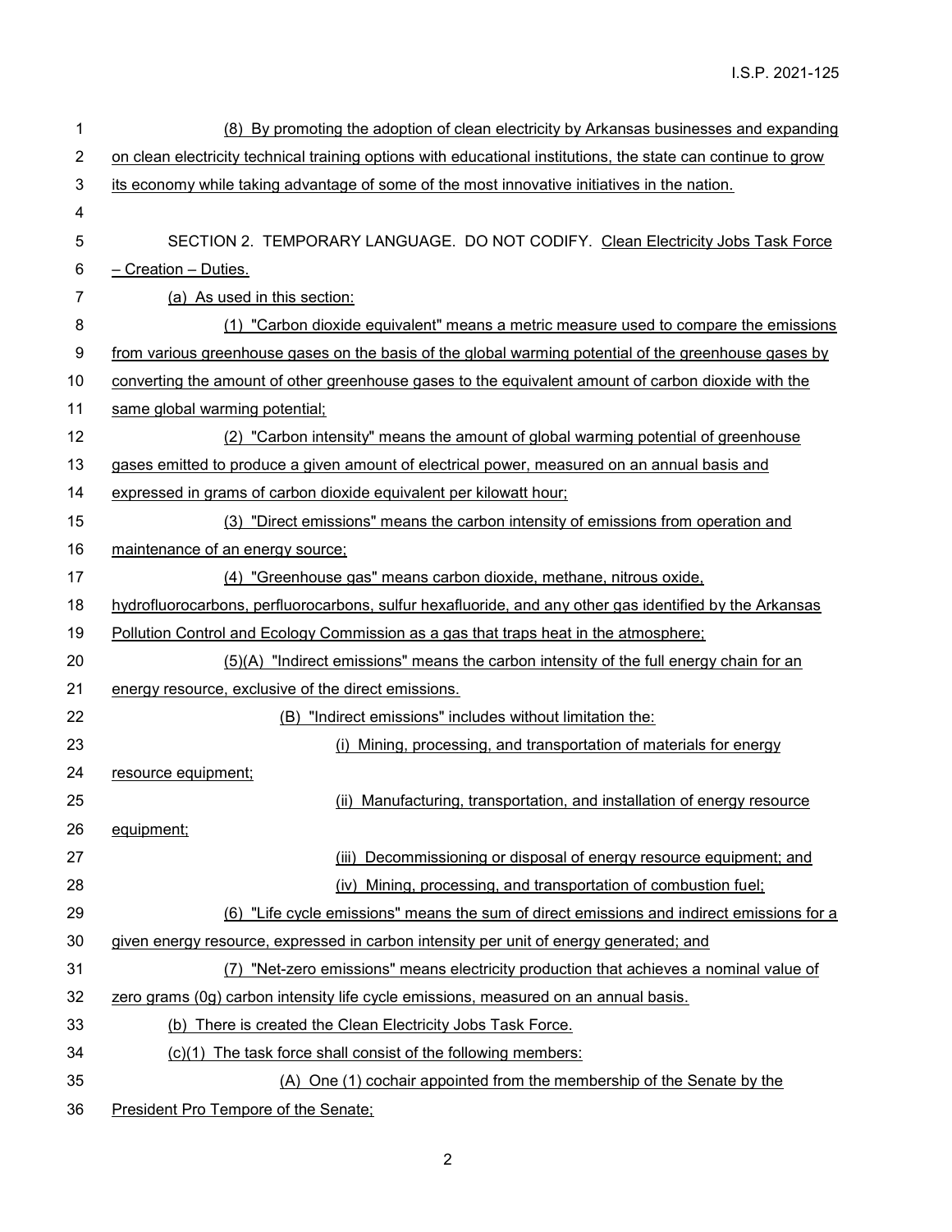(8) By promoting the adoption of clean electricity by Arkansas businesses and expanding on clean electricity technical training options with educational institutions, the state can continue to grow its economy while taking advantage of some of the most innovative initiatives in the nation.

SECTION 2. TEMPORARY LANGUAGE. DO NOT CODIFY. Clean Electricity Jobs Task Force – Creation – Duties.

(a) As used in this section:

(1) "Carbon dioxide equivalent" means a metric measure used to compare the emissions from various greenhouse gases on the basis of the global warming potential of the greenhouse gases by converting the amount of other greenhouse gases to the equivalent amount of carbon dioxide with the same global warming potential;

(2) "Carbon intensity" means the amount of global warming potential of greenhouse gases emitted to produce a given amount of electrical power, measured on an annual basis and expressed in grams of carbon dioxide equivalent per kilowatt hour;

(3) "Direct emissions" means the carbon intensity of emissions from operation and maintenance of an energy source;

(4) "Greenhouse gas" means carbon dioxide, methane, nitrous oxide, hydrofluorocarbons, perfluorocarbons, sulfur hexafluoride, and any other gas identified by the Arkansas Pollution Control and Ecology Commission as a gas that traps heat in the atmosphere;

(5)(A) "Indirect emissions" means the carbon intensity of the full energy chain for an energy resource, exclusive of the direct emissions.

(B) "Indirect emissions" includes without limitation the:

(i) Mining, processing, and transportation of materials for energy resource equipment;

(ii) Manufacturing, transportation, and installation of energy resource equipment;

(iii) Decommissioning or disposal of energy resource equipment; and

(iv) Mining, processing, and transportation of combustion fuel;

(6) "Life cycle emissions" means the sum of direct emissions and indirect emissions for a given energy resource, expressed in carbon intensity per unit of energy generated; and

(7) "Net-zero emissions" means electricity production that achieves a nominal value of zero grams (0g) carbon intensity life cycle emissions, measured on an annual basis.

(b) There is created the Clean Electricity Jobs Task Force.

(c)(1) The task force shall consist of the following members:

(A) One (1) cochair appointed from the membership of the Senate by the President Pro Tempore of the Senate;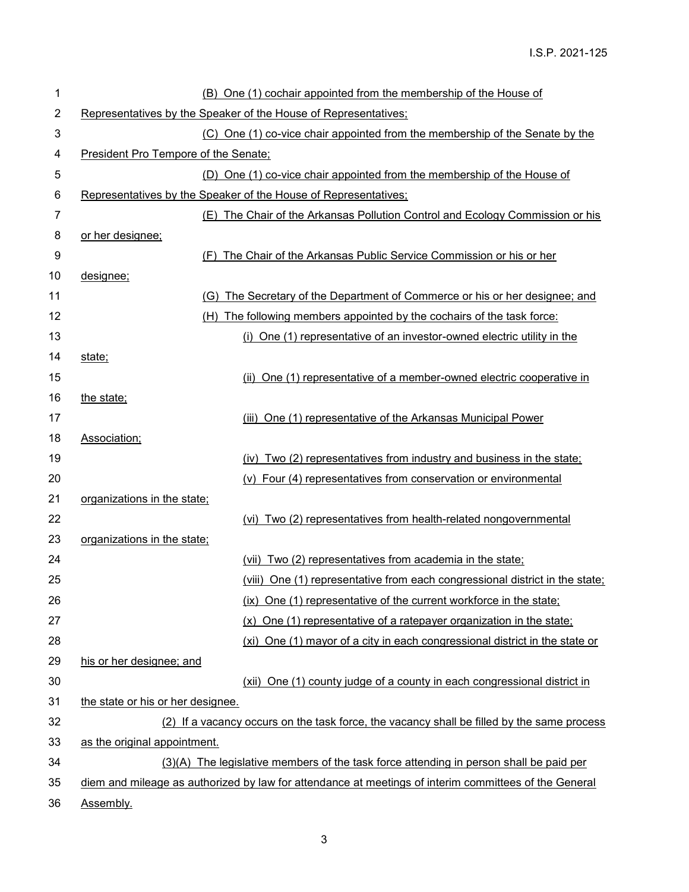(B) One (1) cochair appointed from the membership of the House of Representatives by the Speaker of the House of Representatives;

(C) One (1) co-vice chair appointed from the membership of the Senate by the President Pro Tempore of the Senate;

(D) One (1) co-vice chair appointed from the membership of the House of Representatives by the Speaker of the House of Representatives;

(E) The Chair of the Arkansas Pollution Control and Ecology Commission or his or her designee;

(F) The Chair of the Arkansas Public Service Commission or his or her designee;

(G) The Secretary of the Department of Commerce or his or her designee; and

(H) The following members appointed by the cochairs of the task force:

(i) One (1) representative of an investor-owned electric utility in the state;

(ii) One (1) representative of a member-owned electric cooperative in the state;

(iii) One (1) representative of the Arkansas Municipal Power Association;

(iv) Two (2) representatives from industry and business in the state;

(v) Four (4) representatives from conservation or environmental organizations in the state;

(vi) Two (2) representatives from health-related nongovernmental organizations in the state;

(vii) Two (2) representatives from academia in the state;

(viii) One (1) representative from each congressional district in the state;

(ix) One (1) representative of the current workforce in the state;

(x) One (1) representative of a ratepayer organization in the state;

(xi) One (1) mayor of a city in each congressional district in the state or his or her designee; and

(xii) One (1) county judge of a county in each congressional district in the state or his or her designee.

(2) If a vacancy occurs on the task force, the vacancy shall be filled by the same process as the original appointment.

(3)(A) The legislative members of the task force attending in person shall be paid per diem and mileage as authorized by law for attendance at meetings of interim committees of the General Assembly.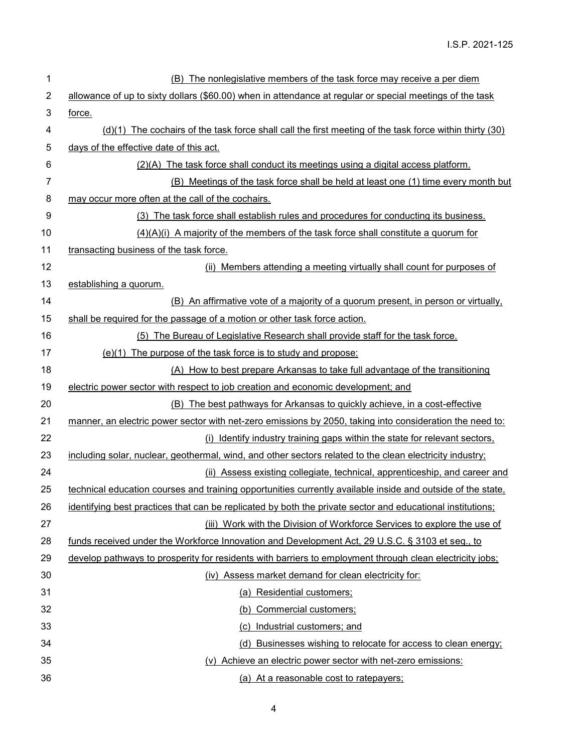(B) The nonlegislative members of the task force may receive a per diem allowance of up to sixty dollars ($60.00) when in attendance at regular or special meetings of the task force.

(d)(1) The cochairs of the task force shall call the first meeting of the task force within thirty (30) days of the effective date of this act.

(2)(A) The task force shall conduct its meetings using a digital access platform.

(B) Meetings of the task force shall be held at least one (1) time every month but may occur more often at the call of the cochairs.

(3) The task force shall establish rules and procedures for conducting its business.

(4)(A)(i) A majority of the members of the task force shall constitute a quorum for transacting business of the task force.

(ii) Members attending a meeting virtually shall count for purposes of establishing a quorum.

(B) An affirmative vote of a majority of a quorum present, in person or virtually, shall be required for the passage of a motion or other task force action.

(5) The Bureau of Legislative Research shall provide staff for the task force.

(e)(1) The purpose of the task force is to study and propose:

(A) How to best prepare Arkansas to take full advantage of the transitioning electric power sector with respect to job creation and economic development; and

(B) The best pathways for Arkansas to quickly achieve, in a cost-effective manner, an electric power sector with net-zero emissions by 2050, taking into consideration the need to:

(i) Identify industry training gaps within the state for relevant sectors, including solar, nuclear, geothermal, wind, and other sectors related to the clean electricity industry;

(ii) Assess existing collegiate, technical, apprenticeship, and career and technical education courses and training opportunities currently available inside and outside of the state, identifying best practices that can be replicated by both the private sector and educational institutions;

(iii) Work with the Division of Workforce Services to explore the use of funds received under the Workforce Innovation and Development Act, 29 U.S.C. § 3103 et seq., to develop pathways to prosperity for residents with barriers to employment through clean electricity jobs;

(iv) Assess market demand for clean electricity for:

(a) Residential customers;

(b) Commercial customers;

(c) Industrial customers; and

(d) Businesses wishing to relocate for access to clean energy;

(v) Achieve an electric power sector with net-zero emissions:

(a) At a reasonable cost to ratepayers;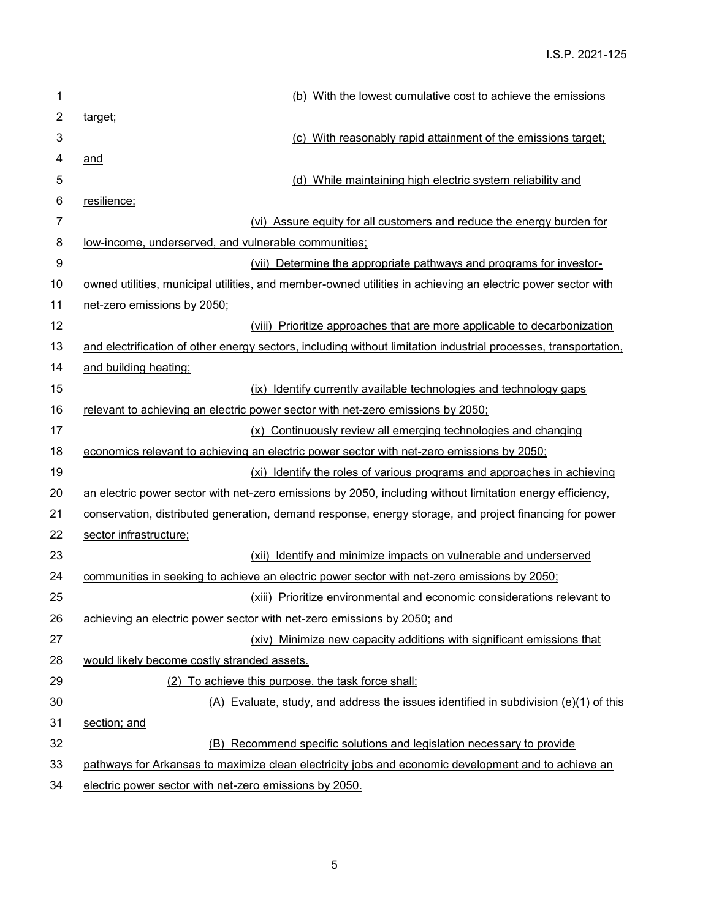(b) With the lowest cumulative cost to achieve the emissions target;

(c) With reasonably rapid attainment of the emissions target; and

(d) While maintaining high electric system reliability and resilience;

(vi) Assure equity for all customers and reduce the energy burden for low-income, underserved, and vulnerable communities;

(vii) Determine the appropriate pathways and programs for investor-owned utilities, municipal utilities, and member-owned utilities in achieving an electric power sector with net-zero emissions by 2050;

(viii) Prioritize approaches that are more applicable to decarbonization and electrification of other energy sectors, including without limitation industrial processes, transportation, and building heating;

(ix) Identify currently available technologies and technology gaps relevant to achieving an electric power sector with net-zero emissions by 2050;

(x) Continuously review all emerging technologies and changing economics relevant to achieving an electric power sector with net-zero emissions by 2050;

(xi) Identify the roles of various programs and approaches in achieving an electric power sector with net-zero emissions by 2050, including without limitation energy efficiency, conservation, distributed generation, demand response, energy storage, and project financing for power sector infrastructure;

(xii) Identify and minimize impacts on vulnerable and underserved communities in seeking to achieve an electric power sector with net-zero emissions by 2050;

(xiii) Prioritize environmental and economic considerations relevant to achieving an electric power sector with net-zero emissions by 2050; and

(xiv) Minimize new capacity additions with significant emissions that would likely become costly stranded assets.

(2) To achieve this purpose, the task force shall:

(A) Evaluate, study, and address the issues identified in subdivision (e)(1) of this section; and

(B) Recommend specific solutions and legislation necessary to provide pathways for Arkansas to maximize clean electricity jobs and economic development and to achieve an electric power sector with net-zero emissions by 2050.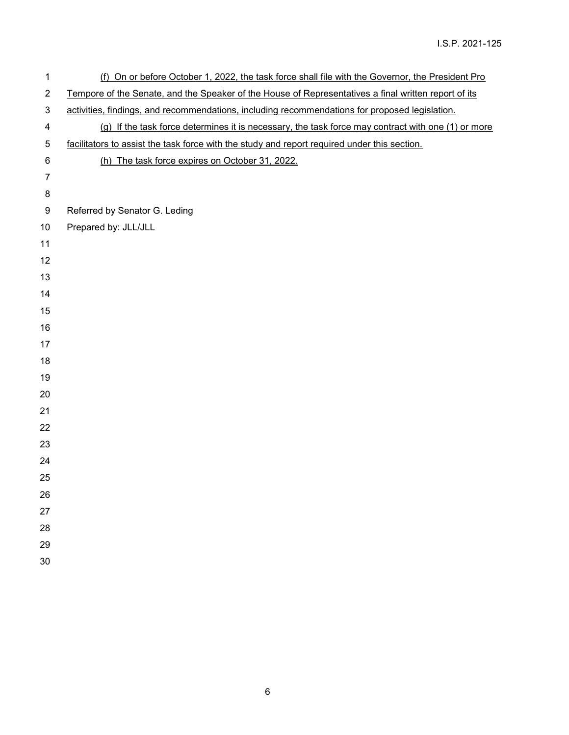(f) On or before October 1, 2022, the task force shall file with the Governor, the President Pro Tempore of the Senate, and the Speaker of the House of Representatives a final written report of its activities, findings, and recommendations, including recommendations for proposed legislation.

(g) If the task force determines it is necessary, the task force may contract with one (1) or more facilitators to assist the task force with the study and report required under this section.

(h) The task force expires on October 31, 2022.

Referred by Senator G. Leding

Prepared by: JLL/JLL